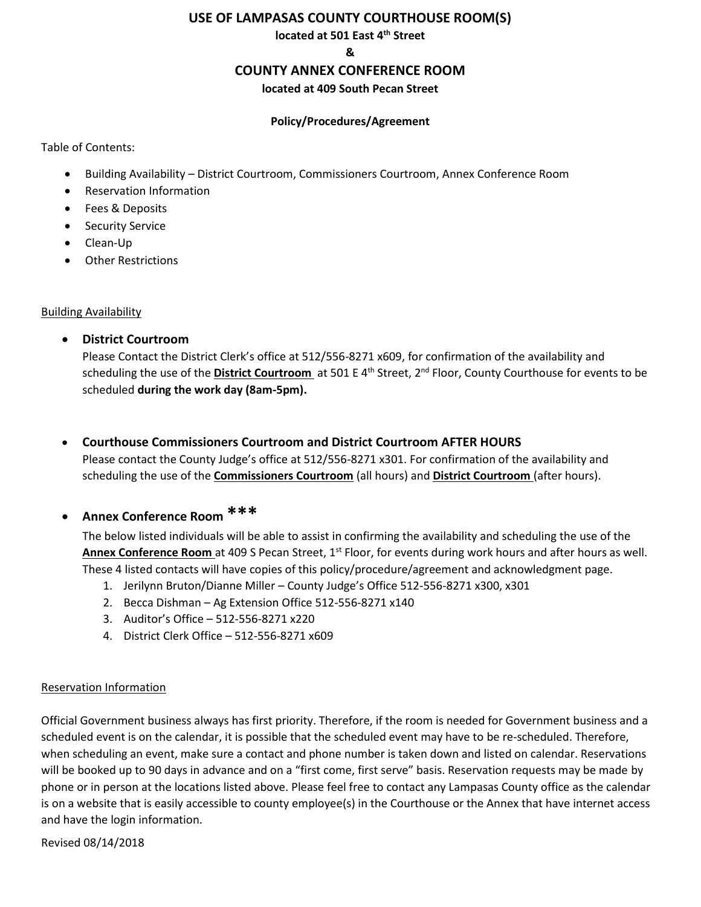# USE OF LAMPASAS COUNTY COURTHOUSE ROOM(S)

**located at 501 East 4th Street**

**&**

## COUNTY ANNEX CONFERENCE ROOM

**located at 409 South Pecan Street**

**Policy/Procedures/Agreement**

Table of Contents:

- Building Availability – District Courtroom, Commissioners Courtroom, Annex Conference Room
- Reservation Information
- Fees & Deposits
- Security Service
- Clean-Up
- Other Restrictions

<u>Building Availability</u>

- **District Courtroom**
  Please Contact the District Clerk's office at 512/556-8271 x609, for confirmation of the availability and scheduling the use of the **<u>District Courtroom</u>** at 501 E 4th Street, 2nd Floor, County Courthouse for events to be scheduled **during the work day (8am-5pm).**

- **Courthouse Commissioners Courtroom and District Courtroom AFTER HOURS**
  Please contact the County Judge's office at 512/556-8271 x301. For confirmation of the availability and scheduling the use of the **<u>Commissioners Courtroom</u>** (all hours) and **<u>District Courtroom</u>** (after hours).

- **Annex Conference Room ***\***
  The below listed individuals will be able to assist in confirming the availability and scheduling the use of the **<u>Annex Conference Room</u>** at 409 S Pecan Street, 1st Floor, for events during work hours and after hours as well. These 4 listed contacts will have copies of this policy/procedure/agreement and acknowledgment page.
  1. Jerilynn Bruton/Dianne Miller – County Judge's Office 512-556-8271 x300, x301
  2. Becca Dishman – Ag Extension Office 512-556-8271 x140
  3. Auditor's Office – 512-556-8271 x220
  4. District Clerk Office – 512-556-8271 x609

<u>Reservation Information</u>

Official Government business always has first priority. Therefore, if the room is needed for Government business and a scheduled event is on the calendar, it is possible that the scheduled event may have to be re-scheduled. Therefore, when scheduling an event, make sure a contact and phone number is taken down and listed on calendar. Reservations will be booked up to 90 days in advance and on a "first come, first serve" basis. Reservation requests may be made by phone or in person at the locations listed above. Please feel free to contact any Lampasas County office as the calendar is on a website that is easily accessible to county employee(s) in the Courthouse or the Annex that have internet access and have the login information.

Revised 08/14/2018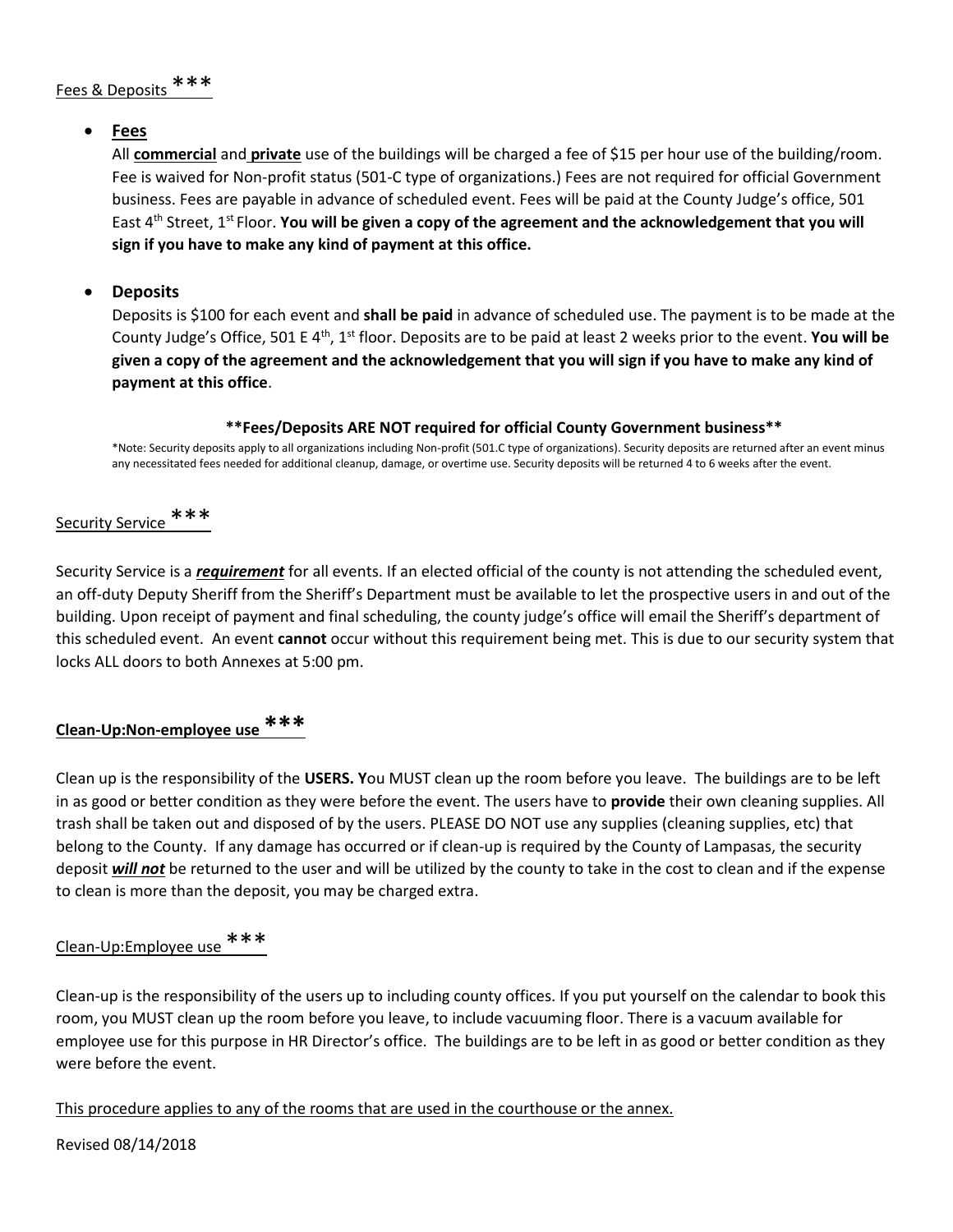Fees & Deposits ***

- **Fees**

  All **commercial** and **private** use of the buildings will be charged a fee of $15 per hour use of the building/room. Fee is waived for Non-profit status (501-C type of organizations.) Fees are not required for official Government business. Fees are payable in advance of scheduled event. Fees will be paid at the County Judge's office, 501 East 4th Street, 1st Floor. **You will be given a copy of the agreement and the acknowledgement that you will sign if you have to make any kind of payment at this office.**

- **Deposits**

  Deposits is $100 for each event and **shall be paid** in advance of scheduled use. The payment is to be made at the County Judge's Office, 501 E 4th, 1st floor. Deposits are to be paid at least 2 weeks prior to the event. **You will be given a copy of the agreement and the acknowledgement that you will sign if you have to make any kind of payment at this office**.

**\*\*Fees/Deposits ARE NOT required for official County Government business\*\***

*Note: Security deposits apply to all organizations including Non-profit (501.C type of organizations). Security deposits are returned after an event minus any necessitated fees needed for additional cleanup, damage, or overtime use. Security deposits will be returned 4 to 6 weeks after the event.

Security Service ***

Security Service is a ***requirement*** for all events. If an elected official of the county is not attending the scheduled event, an off-duty Deputy Sheriff from the Sheriff's Department must be available to let the prospective users in and out of the building. Upon receipt of payment and final scheduling, the county judge's office will email the Sheriff's department of this scheduled event. An event **cannot** occur without this requirement being met. This is due to our security system that locks ALL doors to both Annexes at 5:00 pm.

**Clean-Up:Non-employee use ***

Clean up is the responsibility of the **USERS. Y**ou MUST clean up the room before you leave. The buildings are to be left in as good or better condition as they were before the event. The users have to **provide** their own cleaning supplies. All trash shall be taken out and disposed of by the users. PLEASE DO NOT use any supplies (cleaning supplies, etc) that belong to the County. If any damage has occurred or if clean-up is required by the County of Lampasas, the security deposit ***will not*** be returned to the user and will be utilized by the county to take in the cost to clean and if the expense to clean is more than the deposit, you may be charged extra.

Clean-Up:Employee use ***

Clean-up is the responsibility of the users up to including county offices. If you put yourself on the calendar to book this room, you MUST clean up the room before you leave, to include vacuuming floor. There is a vacuum available for employee use for this purpose in HR Director's office. The buildings are to be left in as good or better condition as they were before the event.

This procedure applies to any of the rooms that are used in the courthouse or the annex.

Revised 08/14/2018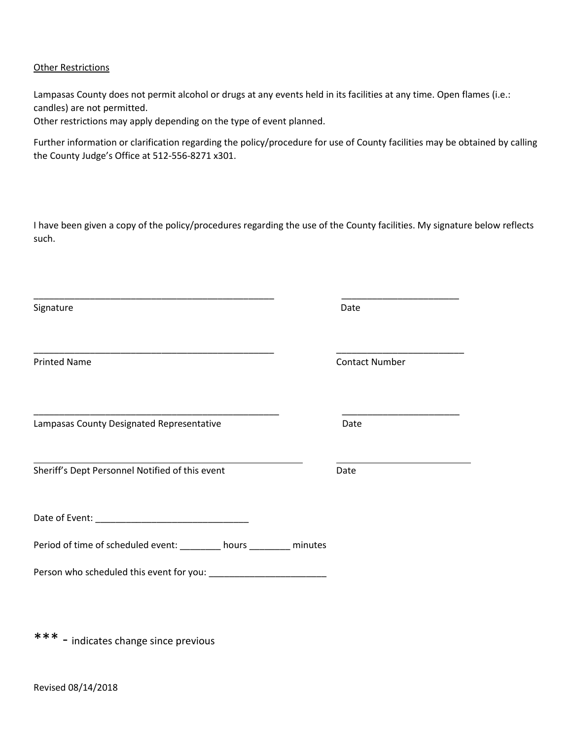Other Restrictions

Lampasas County does not permit alcohol or drugs at any events held in its facilities at any time. Open flames (i.e.: candles) are not permitted.
Other restrictions may apply depending on the type of event planned.

Further information or clarification regarding the policy/procedure for use of County facilities may be obtained by calling the County Judge's Office at 512-556-8271 x301.

I have been given a copy of the policy/procedures regarding the use of the County facilities. My signature below reflects such.

_________________________________________________ &nbsp;&nbsp;&nbsp;&nbsp; ________________________
Signature &nbsp;&nbsp;&nbsp;&nbsp; Date

_________________________________________________ &nbsp;&nbsp;&nbsp;&nbsp; __________________________
Printed Name &nbsp;&nbsp;&nbsp;&nbsp; Contact Number

__________________________________________________ &nbsp;&nbsp;&nbsp;&nbsp; ________________________
Lampasas County Designated Representative &nbsp;&nbsp;&nbsp;&nbsp; Date

__________________________________________________ &nbsp;&nbsp;&nbsp;&nbsp; ___________________________
Sheriff's Dept Personnel Notified of this event &nbsp;&nbsp;&nbsp;&nbsp; Date

Date of Event: ______________________________

Period of time of scheduled event: ________ hours ________ minutes

Person who scheduled this event for you: _______________________

*** - indicates change since previous

Revised 08/14/2018